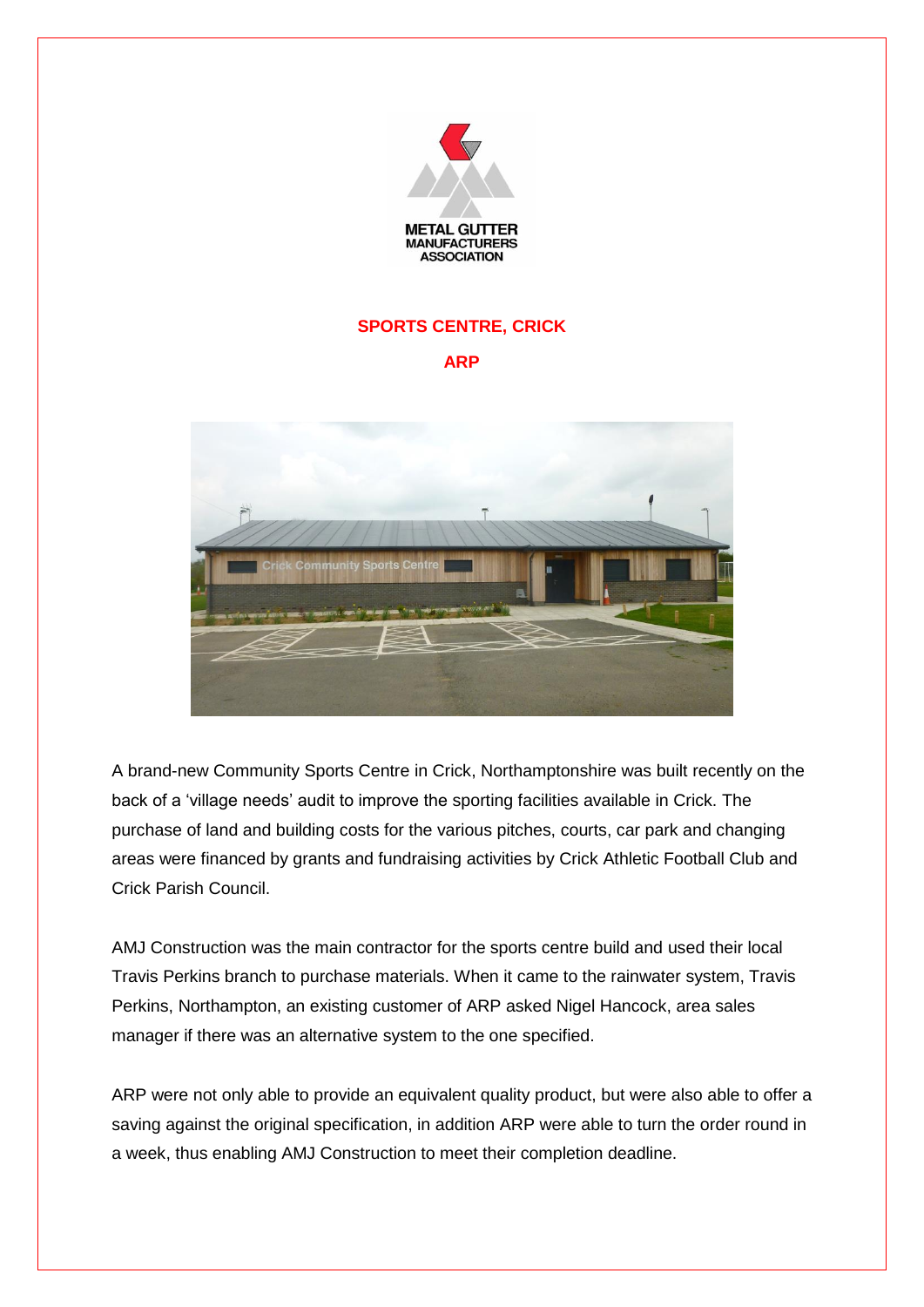**METAL GUTTER MANUFACTURERS ASSOCIATION**

# SPORTS CENTRE, CRICK

## ARP

A brand-new Community Sports Centre in Crick, Northamptonshire was built recently on the back of a 'village needs' audit to improve the sporting facilities available in Crick. The purchase of land and building costs for the various pitches, courts, car park and changing areas were financed by grants and fundraising activities by Crick Athletic Football Club and Crick Parish Council.

AMJ Construction was the main contractor for the sports centre build and used their local Travis Perkins branch to purchase materials. When it came to the rainwater system, Travis Perkins, Northampton, an existing customer of ARP asked Nigel Hancock, area sales manager if there was an alternative system to the one specified.

ARP were not only able to provide an equivalent quality product, but were also able to offer a saving against the original specification, in addition ARP were able to turn the order round in a week, thus enabling AMJ Construction to meet their completion deadline.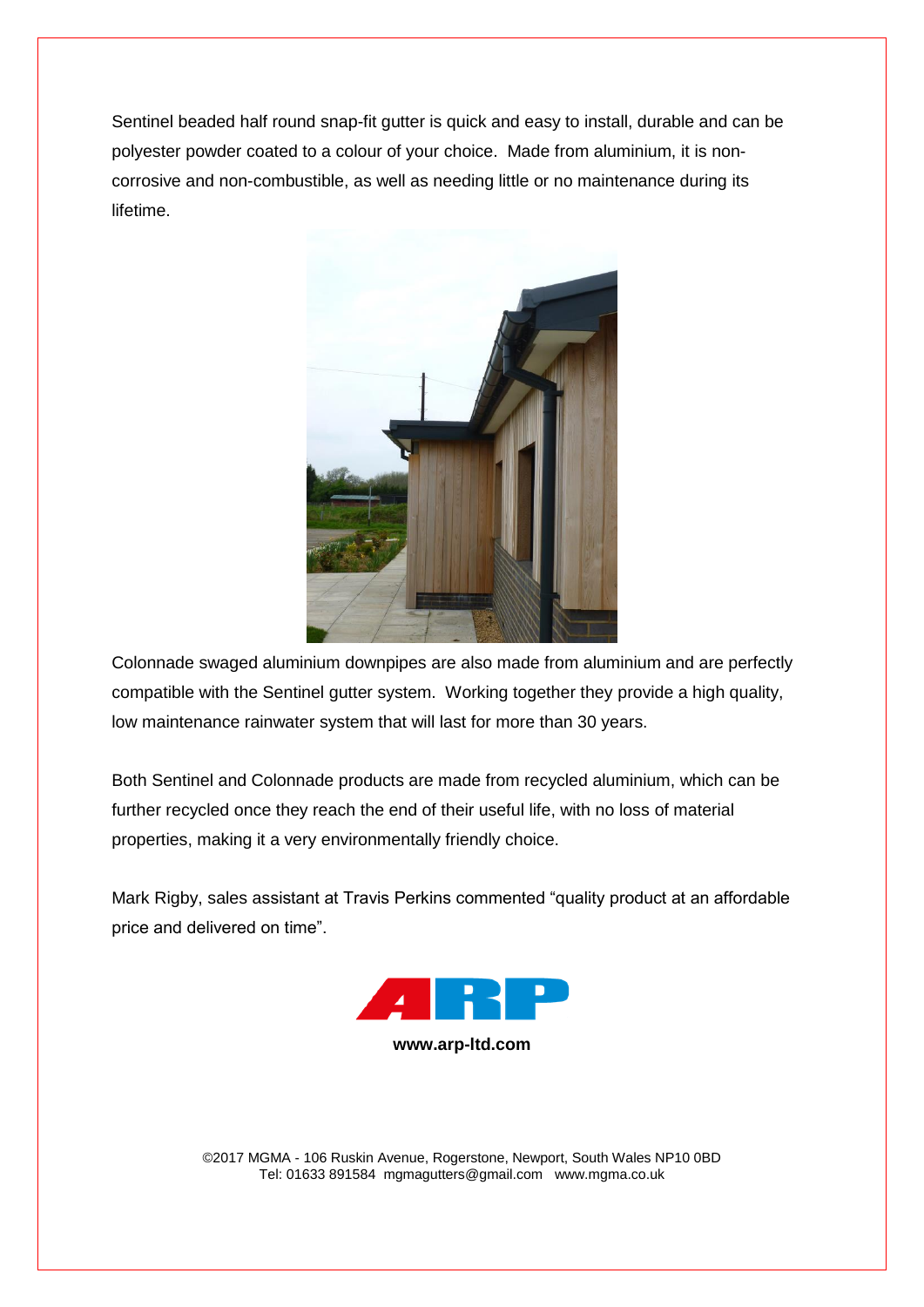Sentinel beaded half round snap-fit gutter is quick and easy to install, durable and can be polyester powder coated to a colour of your choice. Made from aluminium, it is non-corrosive and non-combustible, as well as needing little or no maintenance during its lifetime.

Colonnade swaged aluminium downpipes are also made from aluminium and are perfectly compatible with the Sentinel gutter system. Working together they provide a high quality, low maintenance rainwater system that will last for more than 30 years.

Both Sentinel and Colonnade products are made from recycled aluminium, which can be further recycled once they reach the end of their useful life, with no loss of material properties, making it a very environmentally friendly choice.

Mark Rigby, sales assistant at Travis Perkins commented "quality product at an affordable price and delivered on time".

ARP

**www.arp-ltd.com**

©2017 MGMA - 106 Ruskin Avenue, Rogerstone, Newport, South Wales NP10 0BD
Tel: 01633 891584 mgmagutters@gmail.com www.mgma.co.uk